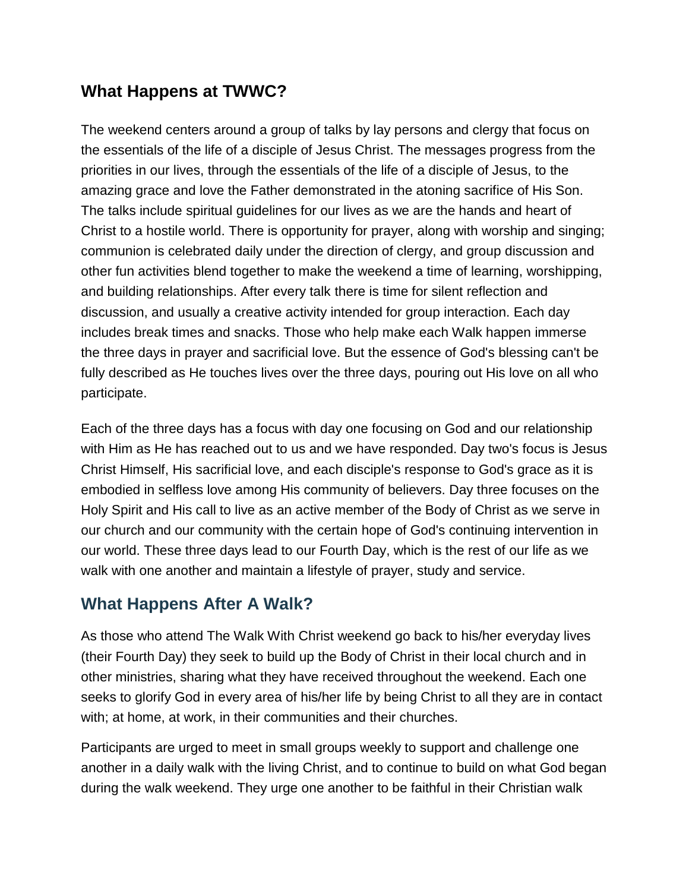## What Happens at TWWC?

The weekend centers around a group of talks by lay persons and clergy that focus on the essentials of the life of a disciple of Jesus Christ. The messages progress from the priorities in our lives, through the essentials of the life of a disciple of Jesus, to the amazing grace and love the Father demonstrated in the atoning sacrifice of His Son. The talks include spiritual guidelines for our lives as we are the hands and heart of Christ to a hostile world. There is opportunity for prayer, along with worship and singing; communion is celebrated daily under the direction of clergy, and group discussion and other fun activities blend together to make the weekend a time of learning, worshipping, and building relationships. After every talk there is time for silent reflection and discussion, and usually a creative activity intended for group interaction. Each day includes break times and snacks. Those who help make each Walk happen immerse the three days in prayer and sacrificial love. But the essence of God's blessing can't be fully described as He touches lives over the three days, pouring out His love on all who participate.

Each of the three days has a focus with day one focusing on God and our relationship with Him as He has reached out to us and we have responded. Day two's focus is Jesus Christ Himself, His sacrificial love, and each disciple's response to God's grace as it is embodied in selfless love among His community of believers. Day three focuses on the Holy Spirit and His call to live as an active member of the Body of Christ as we serve in our church and our community with the certain hope of God's continuing intervention in our world. These three days lead to our Fourth Day, which is the rest of our life as we walk with one another and maintain a lifestyle of prayer, study and service.

## What Happens After A Walk?

As those who attend The Walk With Christ weekend go back to his/her everyday lives (their Fourth Day) they seek to build up the Body of Christ in their local church and in other ministries, sharing what they have received throughout the weekend. Each one seeks to glorify God in every area of his/her life by being Christ to all they are in contact with; at home, at work, in their communities and their churches.

Participants are urged to meet in small groups weekly to support and challenge one another in a daily walk with the living Christ, and to continue to build on what God began during the walk weekend. They urge one another to be faithful in their Christian walk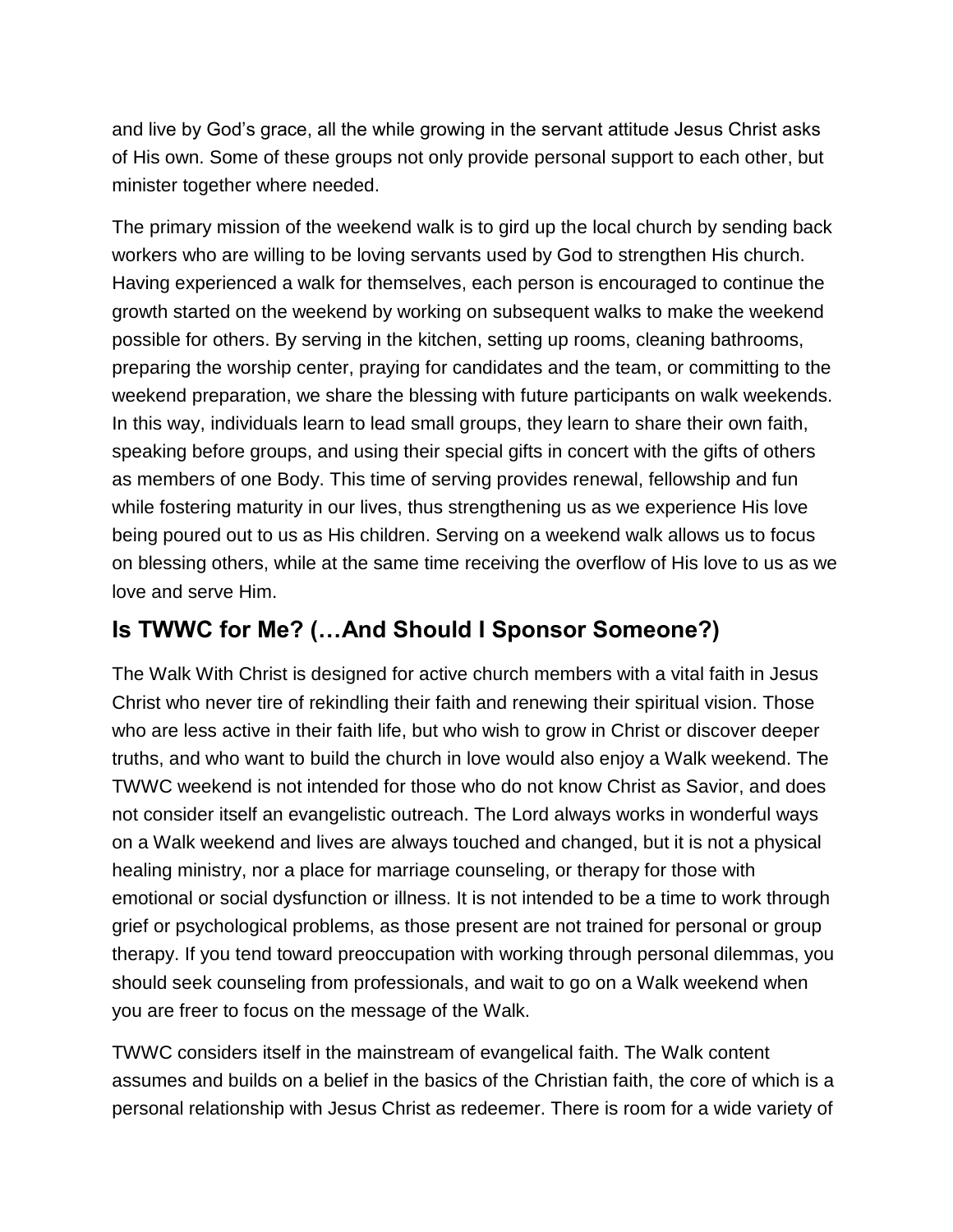and live by God's grace, all the while growing in the servant attitude Jesus Christ asks of His own. Some of these groups not only provide personal support to each other, but minister together where needed.

The primary mission of the weekend walk is to gird up the local church by sending back workers who are willing to be loving servants used by God to strengthen His church. Having experienced a walk for themselves, each person is encouraged to continue the growth started on the weekend by working on subsequent walks to make the weekend possible for others. By serving in the kitchen, setting up rooms, cleaning bathrooms, preparing the worship center, praying for candidates and the team, or committing to the weekend preparation, we share the blessing with future participants on walk weekends. In this way, individuals learn to lead small groups, they learn to share their own faith, speaking before groups, and using their special gifts in concert with the gifts of others as members of one Body. This time of serving provides renewal, fellowship and fun while fostering maturity in our lives, thus strengthening us as we experience His love being poured out to us as His children. Serving on a weekend walk allows us to focus on blessing others, while at the same time receiving the overflow of His love to us as we love and serve Him.

## Is TWWC for Me? (…And Should I Sponsor Someone?)

The Walk With Christ is designed for active church members with a vital faith in Jesus Christ who never tire of rekindling their faith and renewing their spiritual vision. Those who are less active in their faith life, but who wish to grow in Christ or discover deeper truths, and who want to build the church in love would also enjoy a Walk weekend. The TWWC weekend is not intended for those who do not know Christ as Savior, and does not consider itself an evangelistic outreach. The Lord always works in wonderful ways on a Walk weekend and lives are always touched and changed, but it is not a physical healing ministry, nor a place for marriage counseling, or therapy for those with emotional or social dysfunction or illness. It is not intended to be a time to work through grief or psychological problems, as those present are not trained for personal or group therapy. If you tend toward preoccupation with working through personal dilemmas, you should seek counseling from professionals, and wait to go on a Walk weekend when you are freer to focus on the message of the Walk.

TWWC considers itself in the mainstream of evangelical faith. The Walk content assumes and builds on a belief in the basics of the Christian faith, the core of which is a personal relationship with Jesus Christ as redeemer. There is room for a wide variety of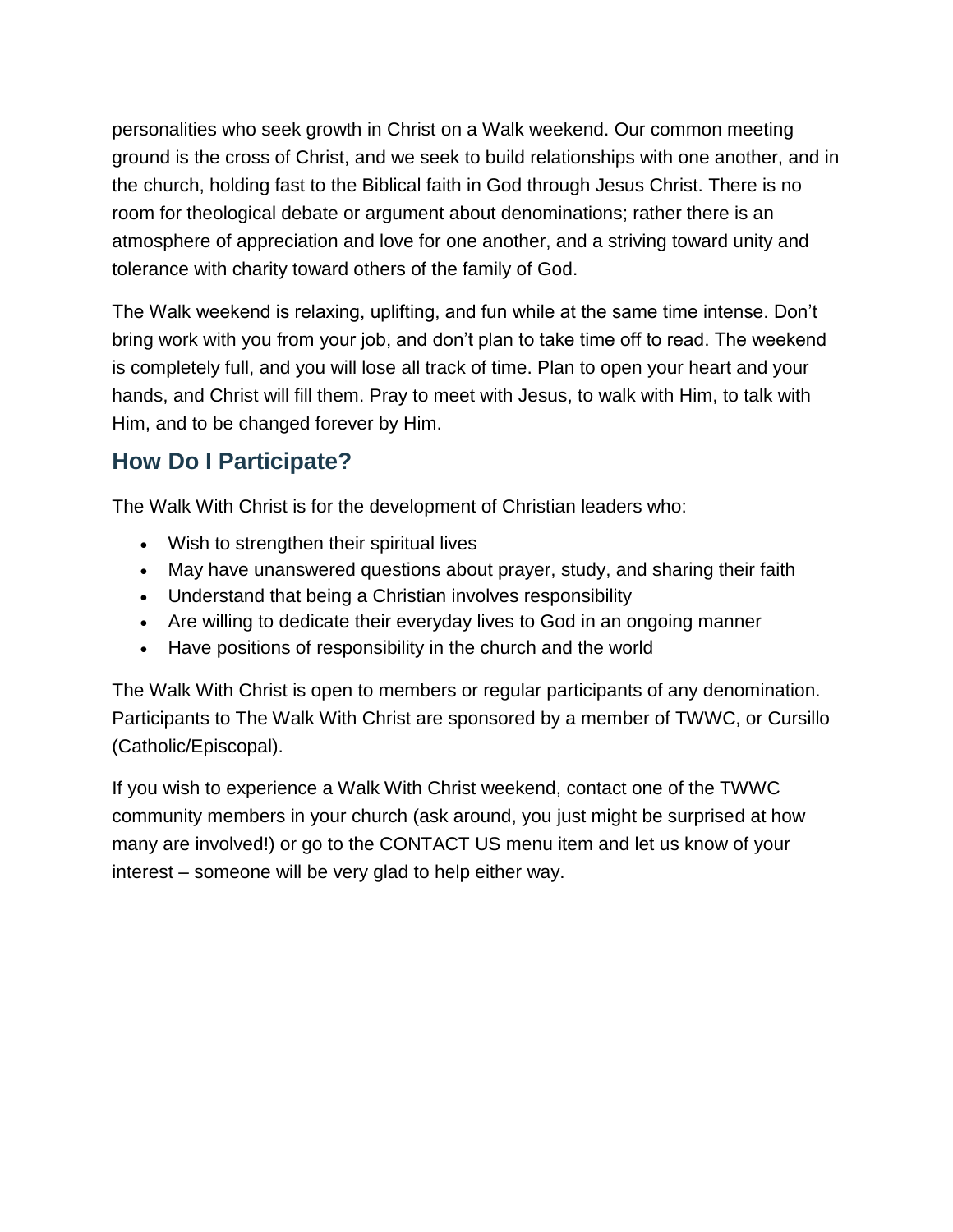personalities who seek growth in Christ on a Walk weekend. Our common meeting ground is the cross of Christ, and we seek to build relationships with one another, and in the church, holding fast to the Biblical faith in God through Jesus Christ. There is no room for theological debate or argument about denominations; rather there is an atmosphere of appreciation and love for one another, and a striving toward unity and tolerance with charity toward others of the family of God.

The Walk weekend is relaxing, uplifting, and fun while at the same time intense. Don't bring work with you from your job, and don't plan to take time off to read. The weekend is completely full, and you will lose all track of time. Plan to open your heart and your hands, and Christ will fill them. Pray to meet with Jesus, to walk with Him, to talk with Him, and to be changed forever by Him.

## How Do I Participate?

The Walk With Christ is for the development of Christian leaders who:

- Wish to strengthen their spiritual lives
- May have unanswered questions about prayer, study, and sharing their faith
- Understand that being a Christian involves responsibility
- Are willing to dedicate their everyday lives to God in an ongoing manner
- Have positions of responsibility in the church and the world

The Walk With Christ is open to members or regular participants of any denomination. Participants to The Walk With Christ are sponsored by a member of TWWC, or Cursillo (Catholic/Episcopal).

If you wish to experience a Walk With Christ weekend, contact one of the TWWC community members in your church (ask around, you just might be surprised at how many are involved!) or go to the CONTACT US menu item and let us know of your interest – someone will be very glad to help either way.